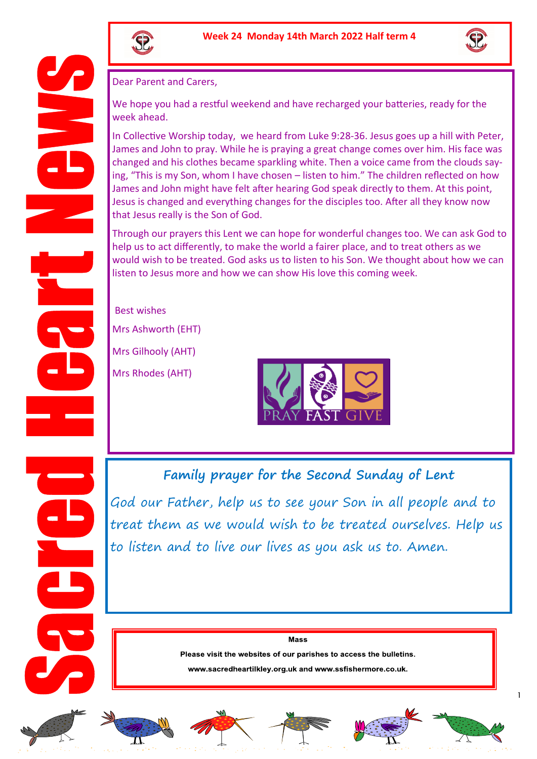# Sacred Heart News

**Week 24 Monday 14th March 2022 Half term 4**

Dear Parent and Carers,

We hope you had a restful weekend and have recharged your batteries, ready for the week ahead.

In Collective Worship today, we heard from Luke 9:28-36. Jesus goes up a hill with Peter, James and John to pray. While he is praying a great change comes over him. His face was changed and his clothes became sparkling white. Then a voice came from the clouds saying, "This is my Son, whom I have chosen – listen to him." The children reflected on how James and John might have felt after hearing God speak directly to them. At this point, Jesus is changed and everything changes for the disciples too. After all they know now that Jesus really is the Son of God.

Through our prayers this Lent we can hope for wonderful changes too. We can ask God to help us to act differently, to make the world a fairer place, and to treat others as we would wish to be treated. God asks us to listen to his Son. We thought about how we can listen to Jesus more and how we can show His love this coming week.

Best wishes

Mrs Ashworth (EHT)

Mrs Gilhooly (AHT)

Mrs Rhodes (AHT)

PRAY FAST GIVE

## *Family prayer for the Second Sunday of Lent*

*God our Father, help us to see your Son in all people and to treat them as we would wish to be treated ourselves. Help us to listen and to live our lives as you ask us to. Amen.*

**Mass**

**Please visit the websites of our parishes to access the bulletins.**

**www.sacredheartilkley.org.uk and www.ssfishermore.co.uk.**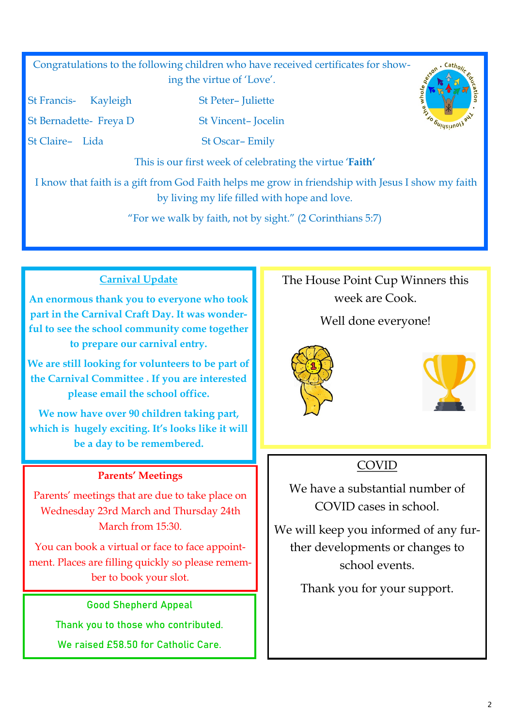Congratulations to the following children who have received certificates for showing the virtue of 'Love'.

| | |
|---|---|
| St Francis- Kayleigh | St Peter– Juliette |
| St Bernadette- Freya D | St Vincent– Jocelin |
| St Claire– Lida | St Oscar– Emily |

This is our first week of celebrating the virtue '**Faith**'

I know that faith is a gift from God Faith helps me grow in friendship with Jesus I show my faith by living my life filled with hope and love.

"For we walk by faith, not by sight." (2 Corinthians 5:7)

## Carnival Update

**An enormous thank you to everyone who took part in the Carnival Craft Day. It was wonderful to see the school community come together to prepare our carnival entry.**

**We are still looking for volunteers to be part of the Carnival Committee . If you are interested please email the school office.**

**We now have over 90 children taking part, which is hugely exciting. It's looks like it will be a day to be remembered.**

The House Point Cup Winners this week are Cook.

Well done everyone!

## Parents' Meetings

Parents' meetings that are due to take place on Wednesday 23rd March and Thursday 24th March from 15:30.

You can book a virtual or face to face appointment. Places are filling quickly so please remember to book your slot.

## COVID

We have a substantial number of COVID cases in school.

We will keep you informed of any further developments or changes to school events.

Thank you for your support.

## Good Shepherd Appeal

Thank you to those who contributed.

We raised £58.50 for Catholic Care.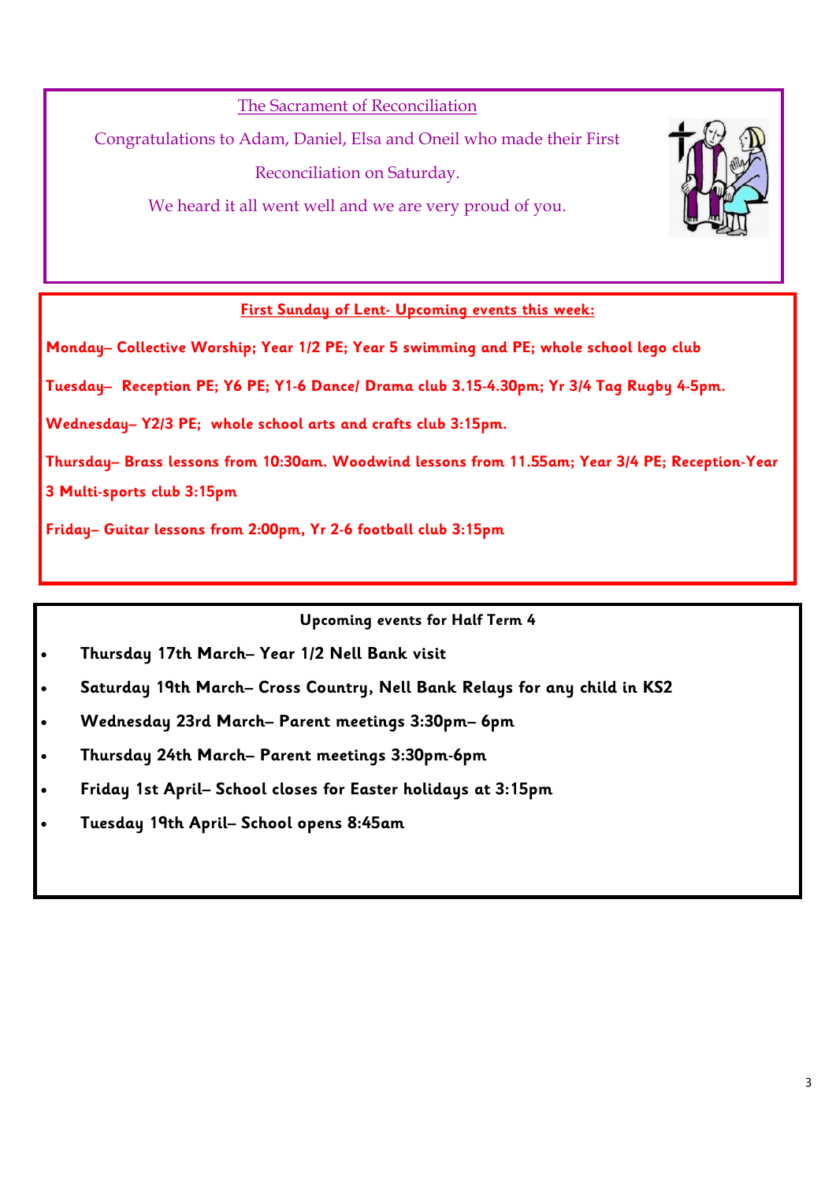## The Sacrament of Reconciliation

Congratulations to Adam, Daniel, Elsa and Oneil who made their First Reconciliation on Saturday.

We heard it all went well and we are very proud of you.

## First Sunday of Lent- Upcoming events this week:

**Monday– Collective Worship; Year 1/2 PE; Year 5 swimming and PE; whole school lego club**

**Tuesday– Reception PE; Y6 PE; Y1-6 Dance/ Drama club 3.15-4.30pm; Yr 3/4 Tag Rugby 4-5pm.**

**Wednesday– Y2/3 PE; whole school arts and crafts club 3:15pm.**

**Thursday– Brass lessons from 10:30am. Woodwind lessons from 11.55am; Year 3/4 PE; Reception-Year 3 Multi-sports club 3:15pm**

**Friday– Guitar lessons from 2:00pm, Yr 2-6 football club 3:15pm**

## Upcoming events for Half Term 4

- **Thursday 17th March– Year 1/2 Nell Bank visit**
- **Saturday 19th March– Cross Country, Nell Bank Relays for any child in KS2**
- **Wednesday 23rd March– Parent meetings 3:30pm– 6pm**
- **Thursday 24th March– Parent meetings 3:30pm-6pm**
- **Friday 1st April– School closes for Easter holidays at 3:15pm**
- **Tuesday 19th April– School opens 8:45am**